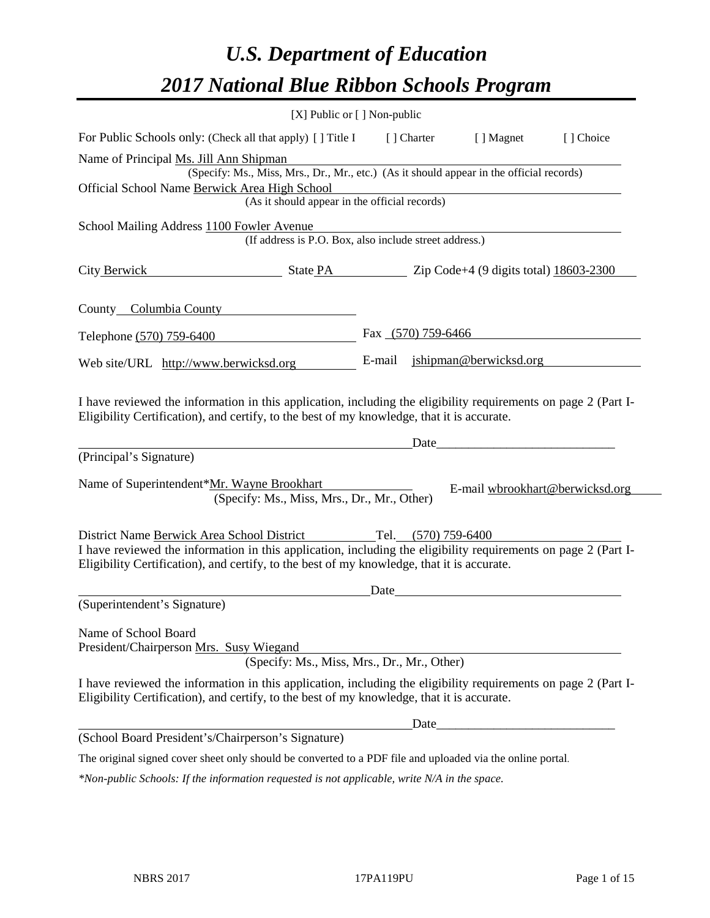# *U.S. Department of Education*

# *2017 National Blue Ribbon Schools Program*

[X] Public or [ ] Non-public

For Public Schools only: (Check all that apply) [ ] Title I [ ] Charter [ ] Magnet [ ] Choice

Name of Principal Ms. Jill Ann Shipman
(Specify: Ms., Miss, Mrs., Dr., Mr., etc.) (As it should appear in the official records)

Official School Name Berwick Area High School
(As it should appear in the official records)

School Mailing Address 1100 Fowler Avenue
(If address is P.O. Box, also include street address.)

City Berwick State PA Zip Code+4 (9 digits total) 18603-2300

County Columbia County

Telephone (570) 759-6400 Fax (570) 759-6466

Web site/URL http://www.berwicksd.org E-mail jshipman@berwicksd.org

I have reviewed the information in this application, including the eligibility requirements on page 2 (Part I-Eligibility Certification), and certify, to the best of my knowledge, that it is accurate.

_______________________________________________ Date___________________________

(Principal's Signature)

Name of Superintendent*Mr. Wayne Brookhart E-mail wbrookhart@berwicksd.org
(Specify: Ms., Miss, Mrs., Dr., Mr., Other)

District Name Berwick Area School District Tel. (570) 759-6400

I have reviewed the information in this application, including the eligibility requirements on page 2 (Part I-Eligibility Certification), and certify, to the best of my knowledge, that it is accurate.

_______________________________________________ Date___________________________

(Superintendent's Signature)

Name of School Board
President/Chairperson Mrs. Susy Wiegand
(Specify: Ms., Miss, Mrs., Dr., Mr., Other)

I have reviewed the information in this application, including the eligibility requirements on page 2 (Part I-Eligibility Certification), and certify, to the best of my knowledge, that it is accurate.

_______________________________________________ Date___________________________

(School Board President's/Chairperson's Signature)

The original signed cover sheet only should be converted to a PDF file and uploaded via the online portal.

*\*Non-public Schools: If the information requested is not applicable, write N/A in the space.*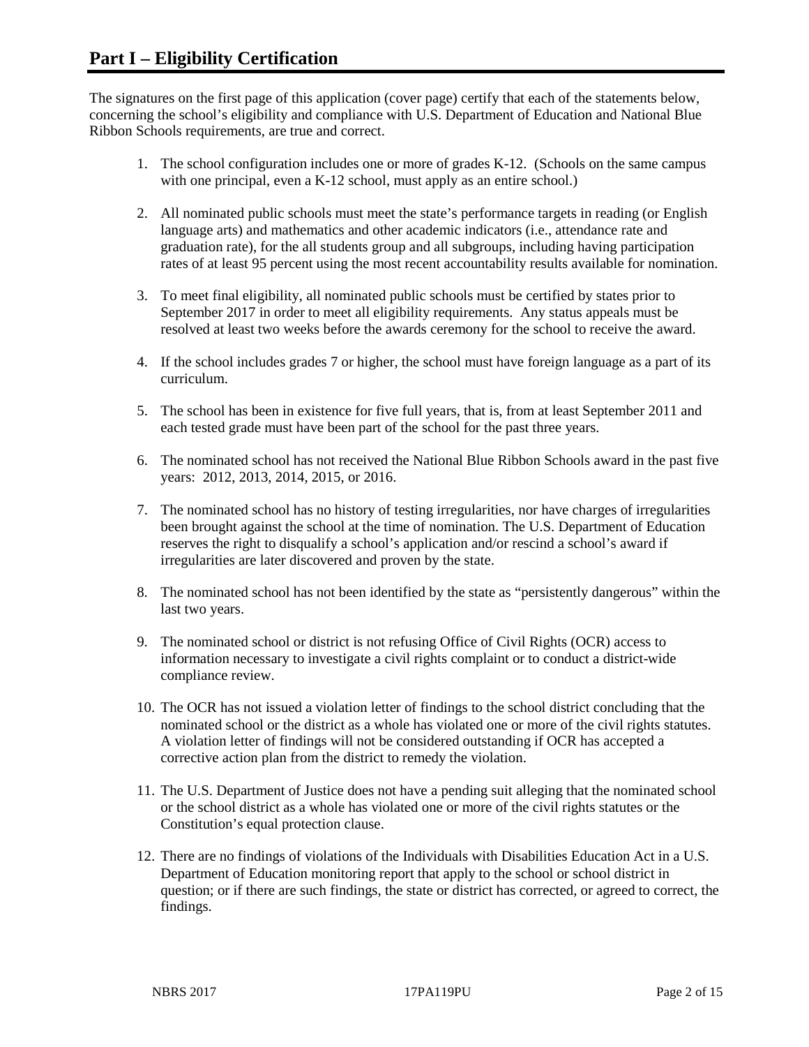# Part I – Eligibility Certification

The signatures on the first page of this application (cover page) certify that each of the statements below, concerning the school's eligibility and compliance with U.S. Department of Education and National Blue Ribbon Schools requirements, are true and correct.

1. The school configuration includes one or more of grades K-12. (Schools on the same campus with one principal, even a K-12 school, must apply as an entire school.)
2. All nominated public schools must meet the state's performance targets in reading (or English language arts) and mathematics and other academic indicators (i.e., attendance rate and graduation rate), for the all students group and all subgroups, including having participation rates of at least 95 percent using the most recent accountability results available for nomination.
3. To meet final eligibility, all nominated public schools must be certified by states prior to September 2017 in order to meet all eligibility requirements. Any status appeals must be resolved at least two weeks before the awards ceremony for the school to receive the award.
4. If the school includes grades 7 or higher, the school must have foreign language as a part of its curriculum.
5. The school has been in existence for five full years, that is, from at least September 2011 and each tested grade must have been part of the school for the past three years.
6. The nominated school has not received the National Blue Ribbon Schools award in the past five years: 2012, 2013, 2014, 2015, or 2016.
7. The nominated school has no history of testing irregularities, nor have charges of irregularities been brought against the school at the time of nomination. The U.S. Department of Education reserves the right to disqualify a school's application and/or rescind a school's award if irregularities are later discovered and proven by the state.
8. The nominated school has not been identified by the state as "persistently dangerous" within the last two years.
9. The nominated school or district is not refusing Office of Civil Rights (OCR) access to information necessary to investigate a civil rights complaint or to conduct a district-wide compliance review.
10. The OCR has not issued a violation letter of findings to the school district concluding that the nominated school or the district as a whole has violated one or more of the civil rights statutes. A violation letter of findings will not be considered outstanding if OCR has accepted a corrective action plan from the district to remedy the violation.
11. The U.S. Department of Justice does not have a pending suit alleging that the nominated school or the school district as a whole has violated one or more of the civil rights statutes or the Constitution's equal protection clause.
12. There are no findings of violations of the Individuals with Disabilities Education Act in a U.S. Department of Education monitoring report that apply to the school or school district in question; or if there are such findings, the state or district has corrected, or agreed to correct, the findings.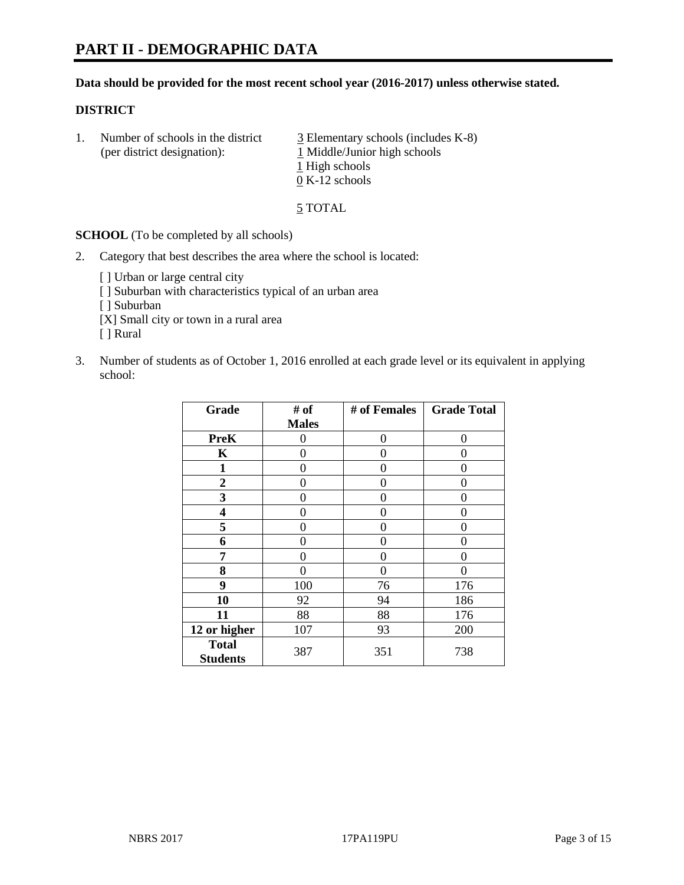# PART II - DEMOGRAPHIC DATA

**Data should be provided for the most recent school year (2016-2017) unless otherwise stated.**

**DISTRICT**

1. Number of schools in the district (per district designation):
   3 Elementary schools (includes K-8)
   1 Middle/Junior high schools
   1 High schools
   0 K-12 schools

   5 TOTAL

**SCHOOL** (To be completed by all schools)

2. Category that best describes the area where the school is located:

   [ ] Urban or large central city
   [ ] Suburban with characteristics typical of an urban area
   [ ] Suburban
   [X] Small city or town in a rural area
   [ ] Rural

3. Number of students as of October 1, 2016 enrolled at each grade level or its equivalent in applying school:

| Grade | # of Males | # of Females | Grade Total |
|---|---|---|---|
| **PreK** | 0 | 0 | 0 |
| **K** | 0 | 0 | 0 |
| **1** | 0 | 0 | 0 |
| **2** | 0 | 0 | 0 |
| **3** | 0 | 0 | 0 |
| **4** | 0 | 0 | 0 |
| **5** | 0 | 0 | 0 |
| **6** | 0 | 0 | 0 |
| **7** | 0 | 0 | 0 |
| **8** | 0 | 0 | 0 |
| **9** | 100 | 76 | 176 |
| **10** | 92 | 94 | 186 |
| **11** | 88 | 88 | 176 |
| **12 or higher** | 107 | 93 | 200 |
| **Total Students** | 387 | 351 | 738 |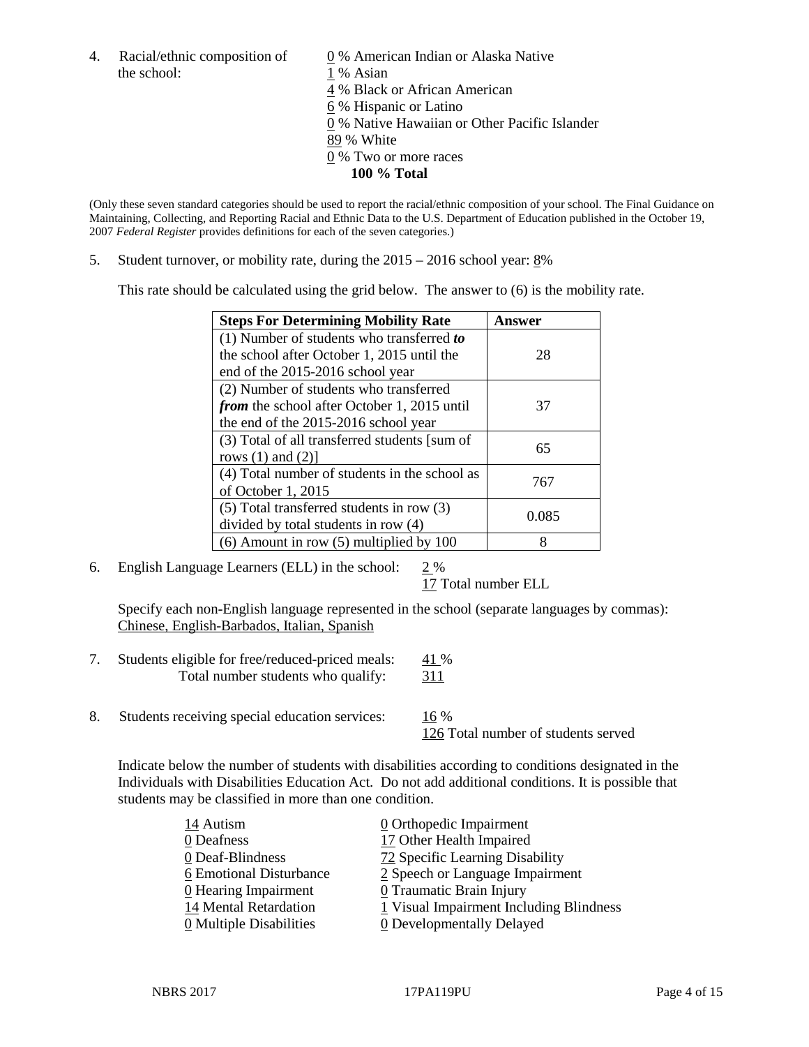4. Racial/ethnic composition of the school:

0 % American Indian or Alaska Native
1 % Asian
4 % Black or African American
6 % Hispanic or Latino
0 % Native Hawaiian or Other Pacific Islander
89 % White
0 % Two or more races
**100 % Total**

(Only these seven standard categories should be used to report the racial/ethnic composition of your school. The Final Guidance on Maintaining, Collecting, and Reporting Racial and Ethnic Data to the U.S. Department of Education published in the October 19, 2007 *Federal Register* provides definitions for each of the seven categories.)

5. Student turnover, or mobility rate, during the 2015 – 2016 school year: 8%

This rate should be calculated using the grid below. The answer to (6) is the mobility rate.

| Steps For Determining Mobility Rate | Answer |
|---|---|
| (1) Number of students who transferred ***to*** the school after October 1, 2015 until the end of the 2015-2016 school year | 28 |
| (2) Number of students who transferred ***from*** the school after October 1, 2015 until the end of the 2015-2016 school year | 37 |
| (3) Total of all transferred students [sum of rows (1) and (2)] | 65 |
| (4) Total number of students in the school as of October 1, 2015 | 767 |
| (5) Total transferred students in row (3) divided by total students in row (4) | 0.085 |
| (6) Amount in row (5) multiplied by 100 | 8 |

6. English Language Learners (ELL) in the school: 2 %
17 Total number ELL

Specify each non-English language represented in the school (separate languages by commas): Chinese, English-Barbados, Italian, Spanish

7. Students eligible for free/reduced-priced meals: 41 %
Total number students who qualify: 311

8. Students receiving special education services: 16 %
126 Total number of students served

Indicate below the number of students with disabilities according to conditions designated in the Individuals with Disabilities Education Act. Do not add additional conditions. It is possible that students may be classified in more than one condition.

14 Autism
0 Deafness
0 Deaf-Blindness
6 Emotional Disturbance
0 Hearing Impairment
14 Mental Retardation
0 Multiple Disabilities
0 Orthopedic Impairment
17 Other Health Impaired
72 Specific Learning Disability
2 Speech or Language Impairment
0 Traumatic Brain Injury
1 Visual Impairment Including Blindness
0 Developmentally Delayed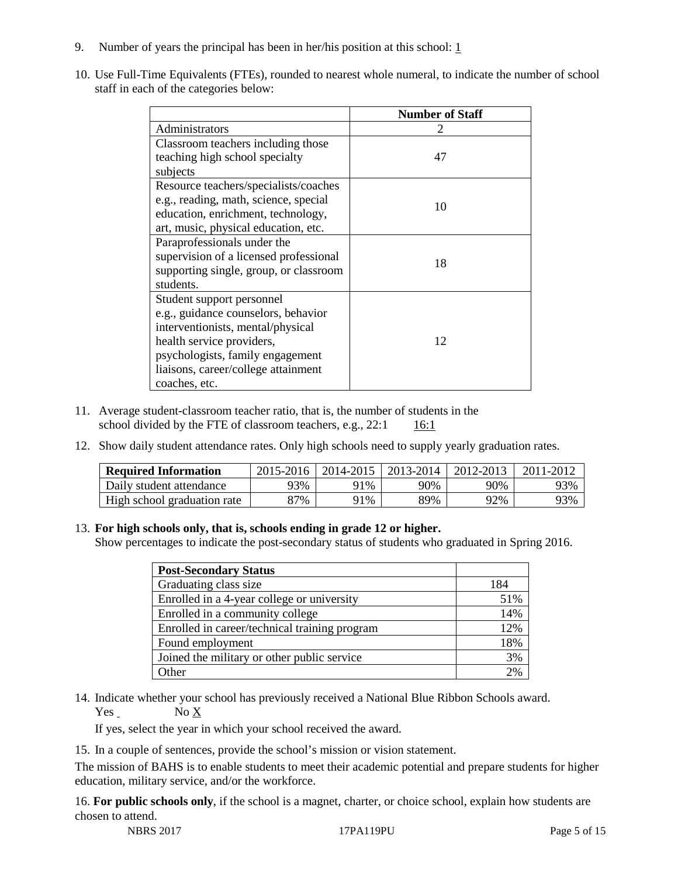9. Number of years the principal has been in her/his position at this school: 1

10. Use Full-Time Equivalents (FTEs), rounded to nearest whole numeral, to indicate the number of school staff in each of the categories below:

| | Number of Staff |
|---|---|
| Administrators | 2 |
| Classroom teachers including those teaching high school specialty subjects | 47 |
| Resource teachers/specialists/coaches e.g., reading, math, science, special education, enrichment, technology, art, music, physical education, etc. | 10 |
| Paraprofessionals under the supervision of a licensed professional supporting single, group, or classroom students. | 18 |
| Student support personnel e.g., guidance counselors, behavior interventionists, mental/physical health service providers, psychologists, family engagement liaisons, career/college attainment coaches, etc. | 12 |

11. Average student-classroom teacher ratio, that is, the number of students in the school divided by the FTE of classroom teachers, e.g., 22:1 16:1

12. Show daily student attendance rates. Only high schools need to supply yearly graduation rates.

| Required Information | 2015-2016 | 2014-2015 | 2013-2014 | 2012-2013 | 2011-2012 |
|---|---|---|---|---|---|
| Daily student attendance | 93% | 91% | 90% | 90% | 93% |
| High school graduation rate | 87% | 91% | 89% | 92% | 93% |

13. **For high schools only, that is, schools ending in grade 12 or higher.**
Show percentages to indicate the post-secondary status of students who graduated in Spring 2016.

| Post-Secondary Status | |
|---|---|
| Graduating class size | 184 |
| Enrolled in a 4-year college or university | 51% |
| Enrolled in a community college | 14% |
| Enrolled in career/technical training program | 12% |
| Found employment | 18% |
| Joined the military or other public service | 3% |
| Other | 2% |

14. Indicate whether your school has previously received a National Blue Ribbon Schools award.
Yes No X

If yes, select the year in which your school received the award.

15. In a couple of sentences, provide the school's mission or vision statement.

The mission of BAHS is to enable students to meet their academic potential and prepare students for higher education, military service, and/or the workforce.

16. **For public schools only**, if the school is a magnet, charter, or choice school, explain how students are chosen to attend.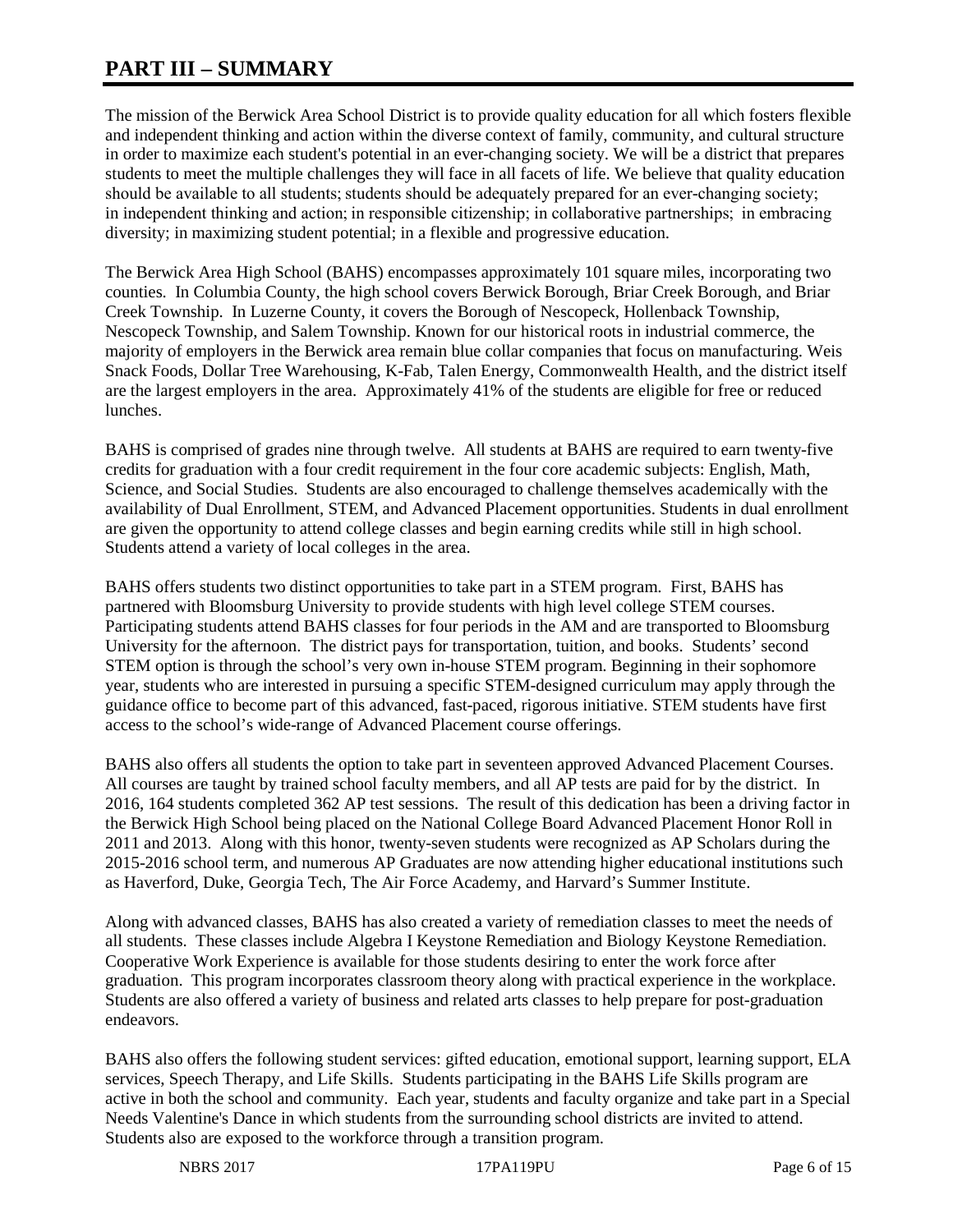# PART III – SUMMARY

The mission of the Berwick Area School District is to provide quality education for all which fosters flexible and independent thinking and action within the diverse context of family, community, and cultural structure in order to maximize each student's potential in an ever-changing society. We will be a district that prepares students to meet the multiple challenges they will face in all facets of life. We believe that quality education should be available to all students; students should be adequately prepared for an ever-changing society; in independent thinking and action; in responsible citizenship; in collaborative partnerships; in embracing diversity; in maximizing student potential; in a flexible and progressive education.

The Berwick Area High School (BAHS) encompasses approximately 101 square miles, incorporating two counties. In Columbia County, the high school covers Berwick Borough, Briar Creek Borough, and Briar Creek Township. In Luzerne County, it covers the Borough of Nescopeck, Hollenback Township, Nescopeck Township, and Salem Township. Known for our historical roots in industrial commerce, the majority of employers in the Berwick area remain blue collar companies that focus on manufacturing. Weis Snack Foods, Dollar Tree Warehousing, K-Fab, Talen Energy, Commonwealth Health, and the district itself are the largest employers in the area. Approximately 41% of the students are eligible for free or reduced lunches.

BAHS is comprised of grades nine through twelve. All students at BAHS are required to earn twenty-five credits for graduation with a four credit requirement in the four core academic subjects: English, Math, Science, and Social Studies. Students are also encouraged to challenge themselves academically with the availability of Dual Enrollment, STEM, and Advanced Placement opportunities. Students in dual enrollment are given the opportunity to attend college classes and begin earning credits while still in high school. Students attend a variety of local colleges in the area.

BAHS offers students two distinct opportunities to take part in a STEM program. First, BAHS has partnered with Bloomsburg University to provide students with high level college STEM courses. Participating students attend BAHS classes for four periods in the AM and are transported to Bloomsburg University for the afternoon. The district pays for transportation, tuition, and books. Students' second STEM option is through the school's very own in-house STEM program. Beginning in their sophomore year, students who are interested in pursuing a specific STEM-designed curriculum may apply through the guidance office to become part of this advanced, fast-paced, rigorous initiative. STEM students have first access to the school's wide-range of Advanced Placement course offerings.

BAHS also offers all students the option to take part in seventeen approved Advanced Placement Courses. All courses are taught by trained school faculty members, and all AP tests are paid for by the district. In 2016, 164 students completed 362 AP test sessions. The result of this dedication has been a driving factor in the Berwick High School being placed on the National College Board Advanced Placement Honor Roll in 2011 and 2013. Along with this honor, twenty-seven students were recognized as AP Scholars during the 2015-2016 school term, and numerous AP Graduates are now attending higher educational institutions such as Haverford, Duke, Georgia Tech, The Air Force Academy, and Harvard's Summer Institute.

Along with advanced classes, BAHS has also created a variety of remediation classes to meet the needs of all students. These classes include Algebra I Keystone Remediation and Biology Keystone Remediation. Cooperative Work Experience is available for those students desiring to enter the work force after graduation. This program incorporates classroom theory along with practical experience in the workplace. Students are also offered a variety of business and related arts classes to help prepare for post-graduation endeavors.

BAHS also offers the following student services: gifted education, emotional support, learning support, ELA services, Speech Therapy, and Life Skills. Students participating in the BAHS Life Skills program are active in both the school and community. Each year, students and faculty organize and take part in a Special Needs Valentine's Dance in which students from the surrounding school districts are invited to attend. Students also are exposed to the workforce through a transition program.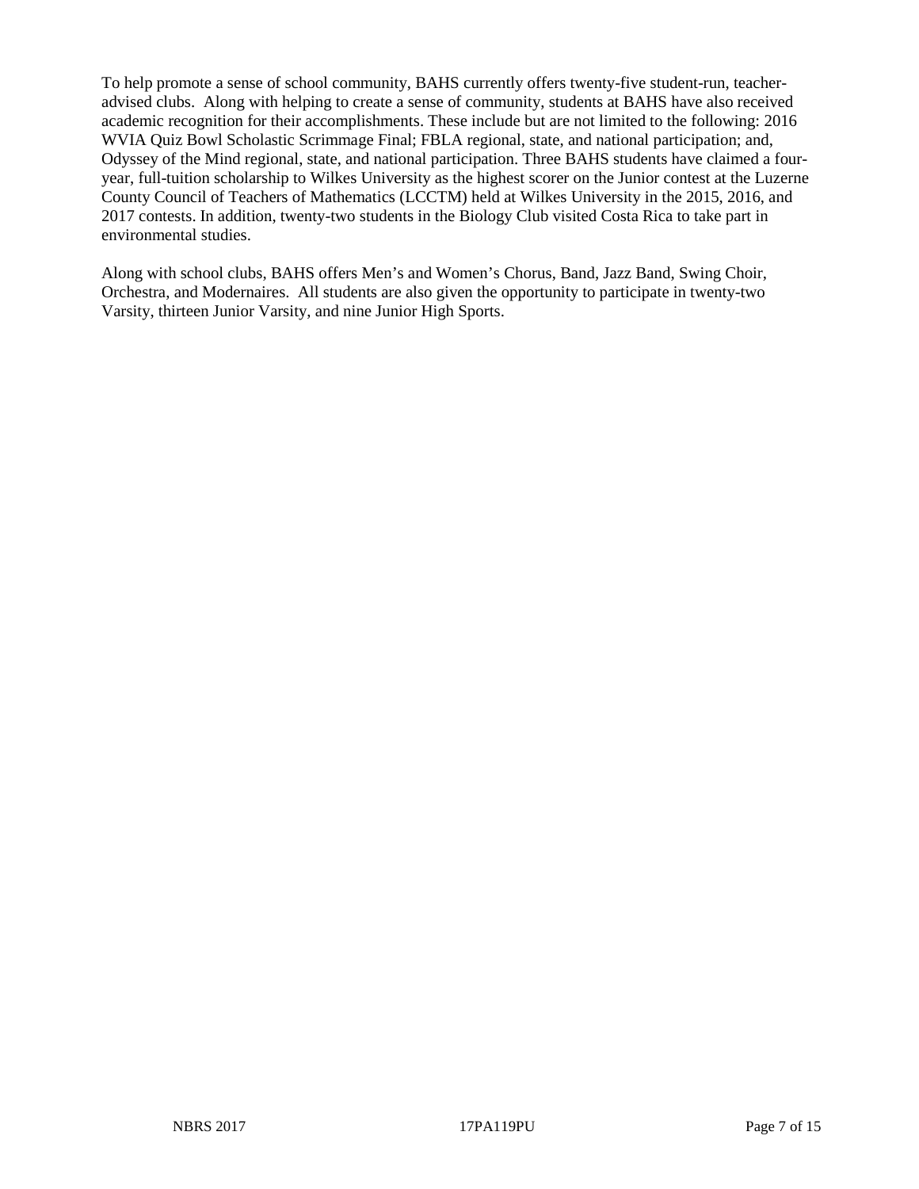To help promote a sense of school community, BAHS currently offers twenty-five student-run, teacher-advised clubs. Along with helping to create a sense of community, students at BAHS have also received academic recognition for their accomplishments. These include but are not limited to the following: 2016 WVIA Quiz Bowl Scholastic Scrimmage Final; FBLA regional, state, and national participation; and, Odyssey of the Mind regional, state, and national participation. Three BAHS students have claimed a four-year, full-tuition scholarship to Wilkes University as the highest scorer on the Junior contest at the Luzerne County Council of Teachers of Mathematics (LCCTM) held at Wilkes University in the 2015, 2016, and 2017 contests. In addition, twenty-two students in the Biology Club visited Costa Rica to take part in environmental studies.

Along with school clubs, BAHS offers Men's and Women's Chorus, Band, Jazz Band, Swing Choir, Orchestra, and Modernaires. All students are also given the opportunity to participate in twenty-two Varsity, thirteen Junior Varsity, and nine Junior High Sports.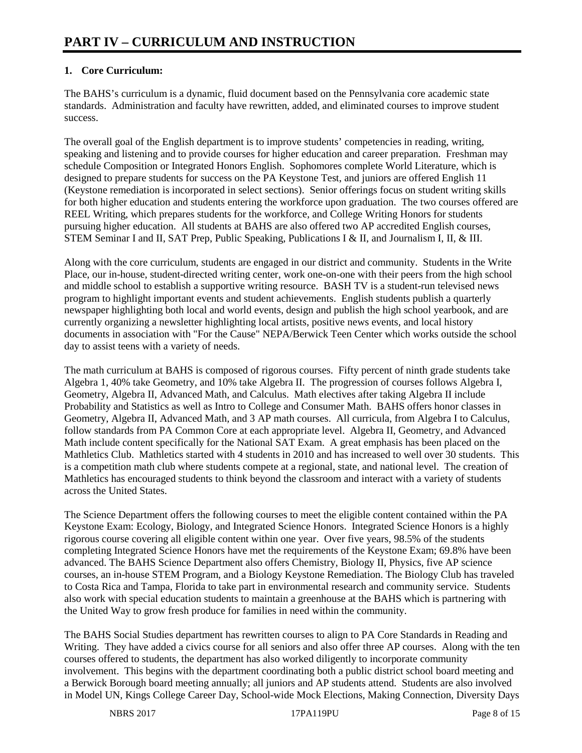# PART IV – CURRICULUM AND INSTRUCTION

## 1. Core Curriculum:

The BAHS's curriculum is a dynamic, fluid document based on the Pennsylvania core academic state standards. Administration and faculty have rewritten, added, and eliminated courses to improve student success.

The overall goal of the English department is to improve students' competencies in reading, writing, speaking and listening and to provide courses for higher education and career preparation. Freshman may schedule Composition or Integrated Honors English. Sophomores complete World Literature, which is designed to prepare students for success on the PA Keystone Test, and juniors are offered English 11 (Keystone remediation is incorporated in select sections). Senior offerings focus on student writing skills for both higher education and students entering the workforce upon graduation. The two courses offered are REEL Writing, which prepares students for the workforce, and College Writing Honors for students pursuing higher education. All students at BAHS are also offered two AP accredited English courses, STEM Seminar I and II, SAT Prep, Public Speaking, Publications I & II, and Journalism I, II, & III.

Along with the core curriculum, students are engaged in our district and community. Students in the Write Place, our in-house, student-directed writing center, work one-on-one with their peers from the high school and middle school to establish a supportive writing resource. BASH TV is a student-run televised news program to highlight important events and student achievements. English students publish a quarterly newspaper highlighting both local and world events, design and publish the high school yearbook, and are currently organizing a newsletter highlighting local artists, positive news events, and local history documents in association with "For the Cause" NEPA/Berwick Teen Center which works outside the school day to assist teens with a variety of needs.

The math curriculum at BAHS is composed of rigorous courses. Fifty percent of ninth grade students take Algebra 1, 40% take Geometry, and 10% take Algebra II. The progression of courses follows Algebra I, Geometry, Algebra II, Advanced Math, and Calculus. Math electives after taking Algebra II include Probability and Statistics as well as Intro to College and Consumer Math. BAHS offers honor classes in Geometry, Algebra II, Advanced Math, and 3 AP math courses. All curricula, from Algebra I to Calculus, follow standards from PA Common Core at each appropriate level. Algebra II, Geometry, and Advanced Math include content specifically for the National SAT Exam. A great emphasis has been placed on the Mathletics Club. Mathletics started with 4 students in 2010 and has increased to well over 30 students. This is a competition math club where students compete at a regional, state, and national level. The creation of Mathletics has encouraged students to think beyond the classroom and interact with a variety of students across the United States.

The Science Department offers the following courses to meet the eligible content contained within the PA Keystone Exam: Ecology, Biology, and Integrated Science Honors. Integrated Science Honors is a highly rigorous course covering all eligible content within one year. Over five years, 98.5% of the students completing Integrated Science Honors have met the requirements of the Keystone Exam; 69.8% have been advanced. The BAHS Science Department also offers Chemistry, Biology II, Physics, five AP science courses, an in-house STEM Program, and a Biology Keystone Remediation. The Biology Club has traveled to Costa Rica and Tampa, Florida to take part in environmental research and community service. Students also work with special education students to maintain a greenhouse at the BAHS which is partnering with the United Way to grow fresh produce for families in need within the community.

The BAHS Social Studies department has rewritten courses to align to PA Core Standards in Reading and Writing. They have added a civics course for all seniors and also offer three AP courses. Along with the ten courses offered to students, the department has also worked diligently to incorporate community involvement. This begins with the department coordinating both a public district school board meeting and a Berwick Borough board meeting annually; all juniors and AP students attend. Students are also involved in Model UN, Kings College Career Day, School-wide Mock Elections, Making Connection, Diversity Days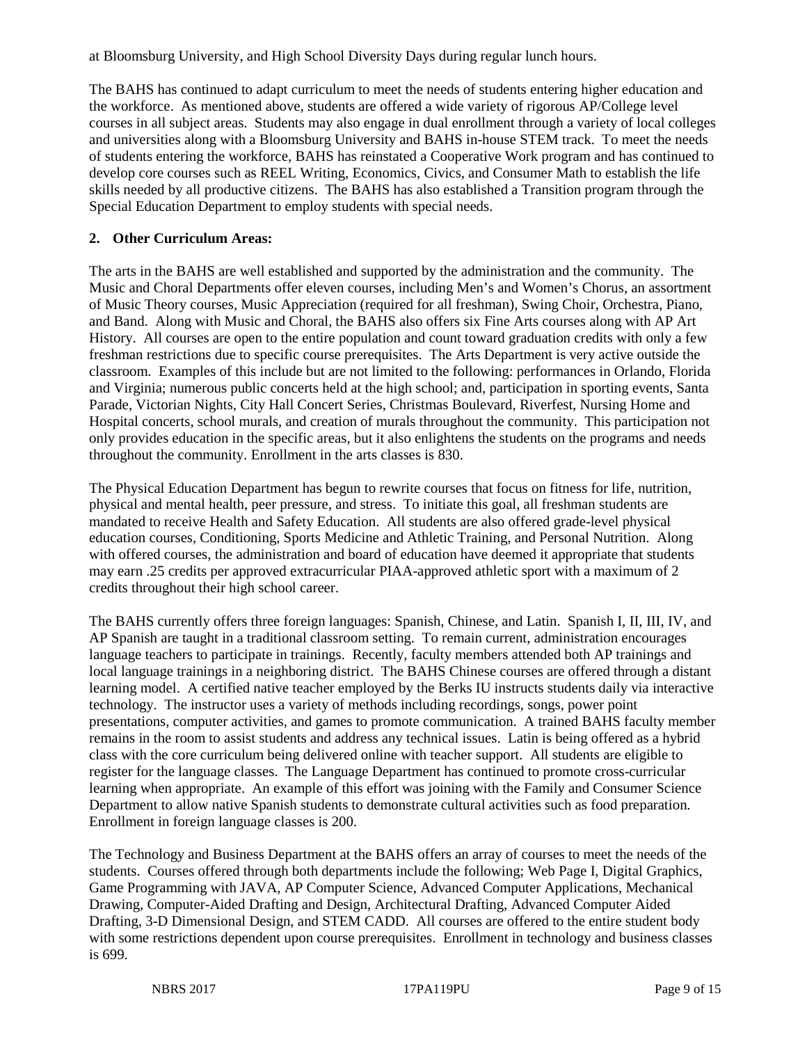at Bloomsburg University, and High School Diversity Days during regular lunch hours.

The BAHS has continued to adapt curriculum to meet the needs of students entering higher education and the workforce. As mentioned above, students are offered a wide variety of rigorous AP/College level courses in all subject areas. Students may also engage in dual enrollment through a variety of local colleges and universities along with a Bloomsburg University and BAHS in-house STEM track. To meet the needs of students entering the workforce, BAHS has reinstated a Cooperative Work program and has continued to develop core courses such as REEL Writing, Economics, Civics, and Consumer Math to establish the life skills needed by all productive citizens. The BAHS has also established a Transition program through the Special Education Department to employ students with special needs.

## 2. Other Curriculum Areas:

The arts in the BAHS are well established and supported by the administration and the community. The Music and Choral Departments offer eleven courses, including Men's and Women's Chorus, an assortment of Music Theory courses, Music Appreciation (required for all freshman), Swing Choir, Orchestra, Piano, and Band. Along with Music and Choral, the BAHS also offers six Fine Arts courses along with AP Art History. All courses are open to the entire population and count toward graduation credits with only a few freshman restrictions due to specific course prerequisites. The Arts Department is very active outside the classroom. Examples of this include but are not limited to the following: performances in Orlando, Florida and Virginia; numerous public concerts held at the high school; and, participation in sporting events, Santa Parade, Victorian Nights, City Hall Concert Series, Christmas Boulevard, Riverfest, Nursing Home and Hospital concerts, school murals, and creation of murals throughout the community. This participation not only provides education in the specific areas, but it also enlightens the students on the programs and needs throughout the community. Enrollment in the arts classes is 830.

The Physical Education Department has begun to rewrite courses that focus on fitness for life, nutrition, physical and mental health, peer pressure, and stress. To initiate this goal, all freshman students are mandated to receive Health and Safety Education. All students are also offered grade-level physical education courses, Conditioning, Sports Medicine and Athletic Training, and Personal Nutrition. Along with offered courses, the administration and board of education have deemed it appropriate that students may earn .25 credits per approved extracurricular PIAA-approved athletic sport with a maximum of 2 credits throughout their high school career.

The BAHS currently offers three foreign languages: Spanish, Chinese, and Latin. Spanish I, II, III, IV, and AP Spanish are taught in a traditional classroom setting. To remain current, administration encourages language teachers to participate in trainings. Recently, faculty members attended both AP trainings and local language trainings in a neighboring district. The BAHS Chinese courses are offered through a distant learning model. A certified native teacher employed by the Berks IU instructs students daily via interactive technology. The instructor uses a variety of methods including recordings, songs, power point presentations, computer activities, and games to promote communication. A trained BAHS faculty member remains in the room to assist students and address any technical issues. Latin is being offered as a hybrid class with the core curriculum being delivered online with teacher support. All students are eligible to register for the language classes. The Language Department has continued to promote cross-curricular learning when appropriate. An example of this effort was joining with the Family and Consumer Science Department to allow native Spanish students to demonstrate cultural activities such as food preparation. Enrollment in foreign language classes is 200.

The Technology and Business Department at the BAHS offers an array of courses to meet the needs of the students. Courses offered through both departments include the following; Web Page I, Digital Graphics, Game Programming with JAVA, AP Computer Science, Advanced Computer Applications, Mechanical Drawing, Computer-Aided Drafting and Design, Architectural Drafting, Advanced Computer Aided Drafting, 3-D Dimensional Design, and STEM CADD. All courses are offered to the entire student body with some restrictions dependent upon course prerequisites. Enrollment in technology and business classes is 699.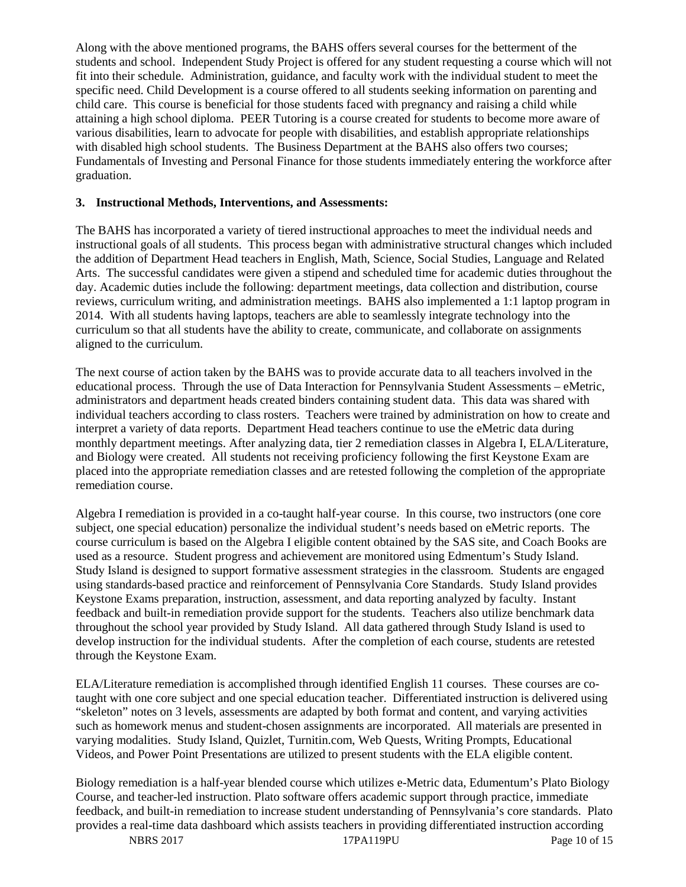Along with the above mentioned programs, the BAHS offers several courses for the betterment of the students and school. Independent Study Project is offered for any student requesting a course which will not fit into their schedule. Administration, guidance, and faculty work with the individual student to meet the specific need. Child Development is a course offered to all students seeking information on parenting and child care. This course is beneficial for those students faced with pregnancy and raising a child while attaining a high school diploma. PEER Tutoring is a course created for students to become more aware of various disabilities, learn to advocate for people with disabilities, and establish appropriate relationships with disabled high school students. The Business Department at the BAHS also offers two courses; Fundamentals of Investing and Personal Finance for those students immediately entering the workforce after graduation.

**3. Instructional Methods, Interventions, and Assessments:**

The BAHS has incorporated a variety of tiered instructional approaches to meet the individual needs and instructional goals of all students. This process began with administrative structural changes which included the addition of Department Head teachers in English, Math, Science, Social Studies, Language and Related Arts. The successful candidates were given a stipend and scheduled time for academic duties throughout the day. Academic duties include the following: department meetings, data collection and distribution, course reviews, curriculum writing, and administration meetings. BAHS also implemented a 1:1 laptop program in 2014. With all students having laptops, teachers are able to seamlessly integrate technology into the curriculum so that all students have the ability to create, communicate, and collaborate on assignments aligned to the curriculum.

The next course of action taken by the BAHS was to provide accurate data to all teachers involved in the educational process. Through the use of Data Interaction for Pennsylvania Student Assessments – eMetric, administrators and department heads created binders containing student data. This data was shared with individual teachers according to class rosters. Teachers were trained by administration on how to create and interpret a variety of data reports. Department Head teachers continue to use the eMetric data during monthly department meetings. After analyzing data, tier 2 remediation classes in Algebra I, ELA/Literature, and Biology were created. All students not receiving proficiency following the first Keystone Exam are placed into the appropriate remediation classes and are retested following the completion of the appropriate remediation course.

Algebra I remediation is provided in a co-taught half-year course. In this course, two instructors (one core subject, one special education) personalize the individual student's needs based on eMetric reports. The course curriculum is based on the Algebra I eligible content obtained by the SAS site, and Coach Books are used as a resource. Student progress and achievement are monitored using Edmentum's Study Island. Study Island is designed to support formative assessment strategies in the classroom. Students are engaged using standards-based practice and reinforcement of Pennsylvania Core Standards. Study Island provides Keystone Exams preparation, instruction, assessment, and data reporting analyzed by faculty. Instant feedback and built-in remediation provide support for the students. Teachers also utilize benchmark data throughout the school year provided by Study Island. All data gathered through Study Island is used to develop instruction for the individual students. After the completion of each course, students are retested through the Keystone Exam.

ELA/Literature remediation is accomplished through identified English 11 courses. These courses are co-taught with one core subject and one special education teacher. Differentiated instruction is delivered using "skeleton" notes on 3 levels, assessments are adapted by both format and content, and varying activities such as homework menus and student-chosen assignments are incorporated. All materials are presented in varying modalities. Study Island, Quizlet, Turnitin.com, Web Quests, Writing Prompts, Educational Videos, and Power Point Presentations are utilized to present students with the ELA eligible content.

Biology remediation is a half-year blended course which utilizes e-Metric data, Edumentum's Plato Biology Course, and teacher-led instruction. Plato software offers academic support through practice, immediate feedback, and built-in remediation to increase student understanding of Pennsylvania's core standards. Plato provides a real-time data dashboard which assists teachers in providing differentiated instruction according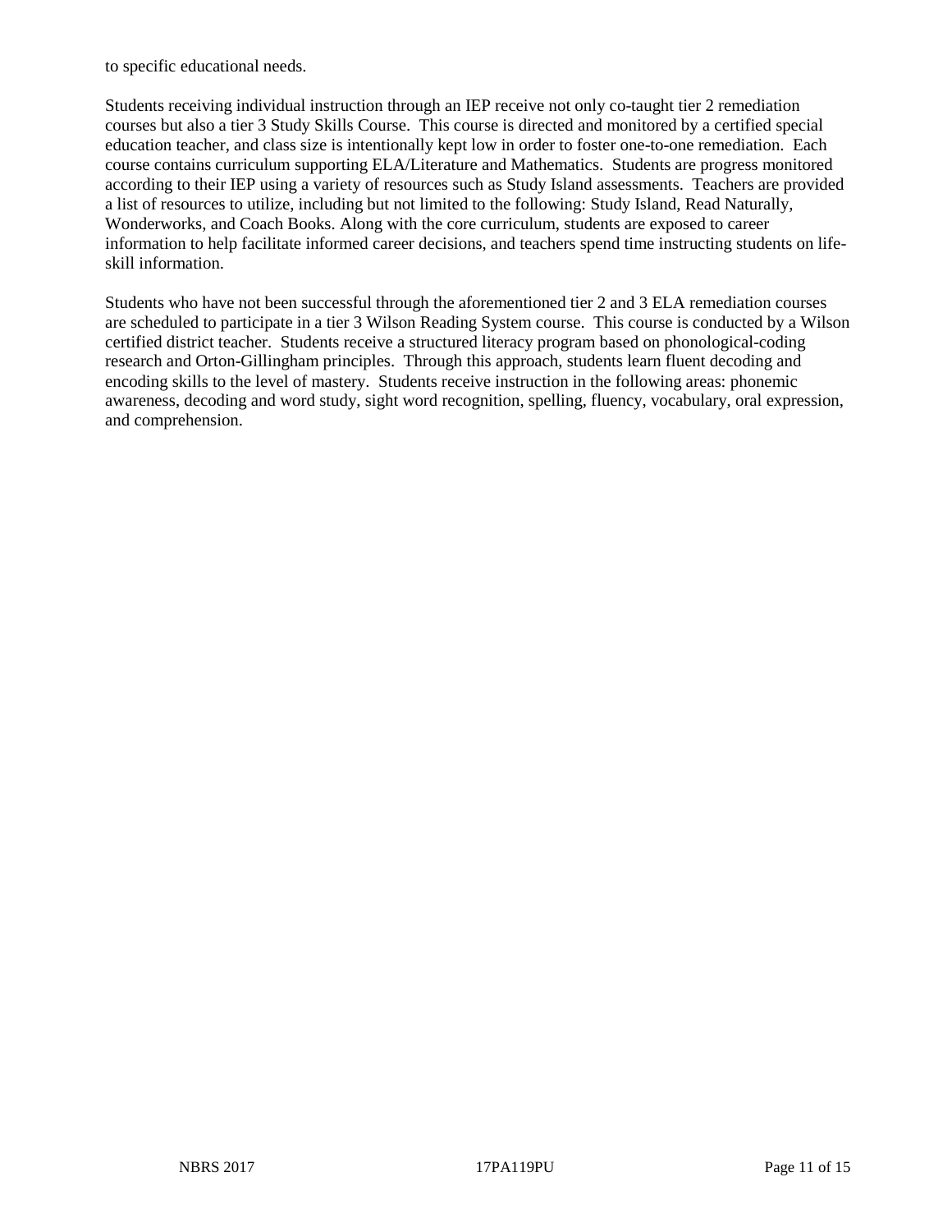to specific educational needs.

Students receiving individual instruction through an IEP receive not only co-taught tier 2 remediation courses but also a tier 3 Study Skills Course. This course is directed and monitored by a certified special education teacher, and class size is intentionally kept low in order to foster one-to-one remediation. Each course contains curriculum supporting ELA/Literature and Mathematics. Students are progress monitored according to their IEP using a variety of resources such as Study Island assessments. Teachers are provided a list of resources to utilize, including but not limited to the following: Study Island, Read Naturally, Wonderworks, and Coach Books. Along with the core curriculum, students are exposed to career information to help facilitate informed career decisions, and teachers spend time instructing students on life-skill information.

Students who have not been successful through the aforementioned tier 2 and 3 ELA remediation courses are scheduled to participate in a tier 3 Wilson Reading System course. This course is conducted by a Wilson certified district teacher. Students receive a structured literacy program based on phonological-coding research and Orton-Gillingham principles. Through this approach, students learn fluent decoding and encoding skills to the level of mastery. Students receive instruction in the following areas: phonemic awareness, decoding and word study, sight word recognition, spelling, fluency, vocabulary, oral expression, and comprehension.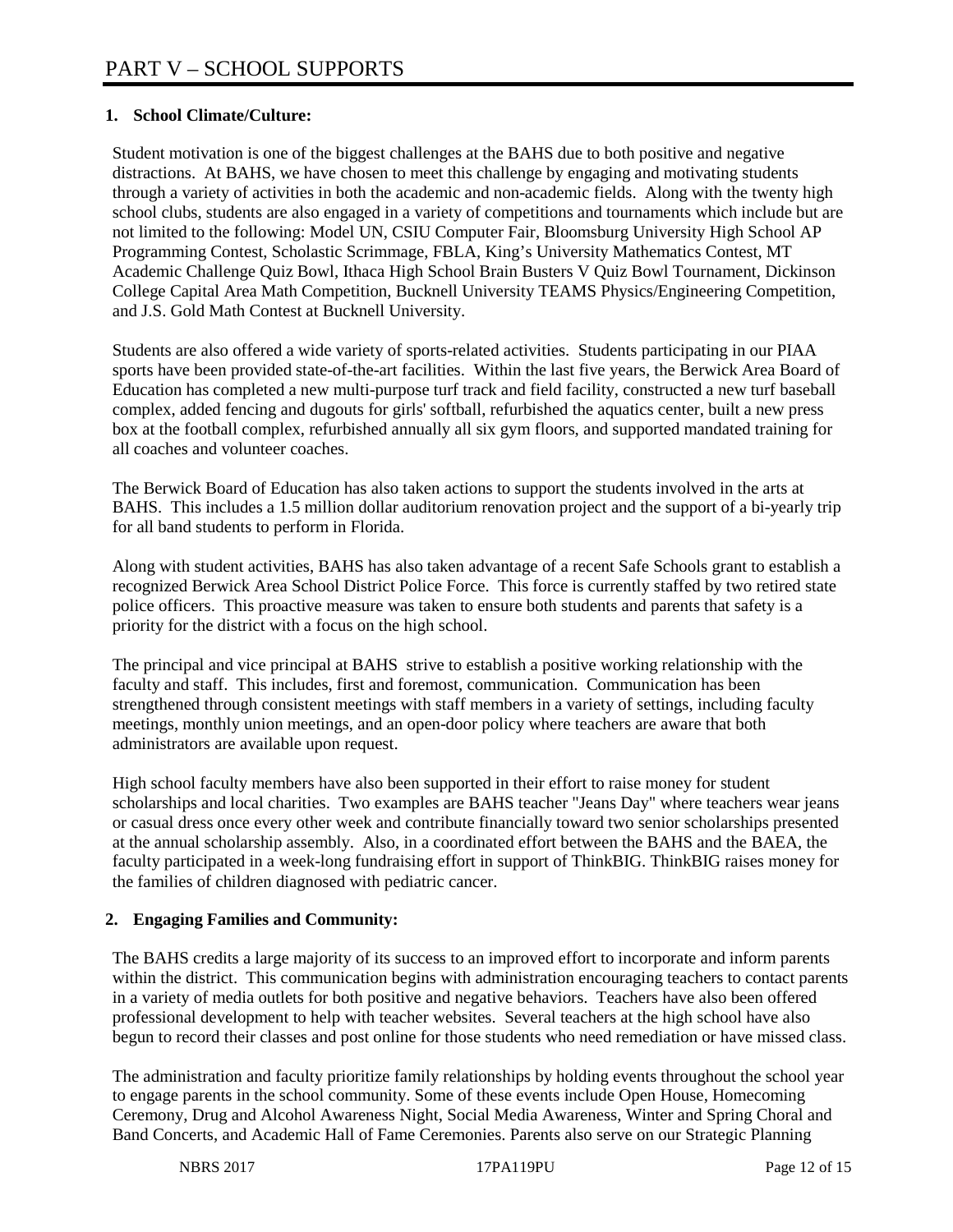# PART V – SCHOOL SUPPORTS

## 1. School Climate/Culture:

Student motivation is one of the biggest challenges at the BAHS due to both positive and negative distractions. At BAHS, we have chosen to meet this challenge by engaging and motivating students through a variety of activities in both the academic and non-academic fields. Along with the twenty high school clubs, students are also engaged in a variety of competitions and tournaments which include but are not limited to the following: Model UN, CSIU Computer Fair, Bloomsburg University High School AP Programming Contest, Scholastic Scrimmage, FBLA, King's University Mathematics Contest, MT Academic Challenge Quiz Bowl, Ithaca High School Brain Busters V Quiz Bowl Tournament, Dickinson College Capital Area Math Competition, Bucknell University TEAMS Physics/Engineering Competition, and J.S. Gold Math Contest at Bucknell University.

Students are also offered a wide variety of sports-related activities. Students participating in our PIAA sports have been provided state-of-the-art facilities. Within the last five years, the Berwick Area Board of Education has completed a new multi-purpose turf track and field facility, constructed a new turf baseball complex, added fencing and dugouts for girls' softball, refurbished the aquatics center, built a new press box at the football complex, refurbished annually all six gym floors, and supported mandated training for all coaches and volunteer coaches.

The Berwick Board of Education has also taken actions to support the students involved in the arts at BAHS. This includes a 1.5 million dollar auditorium renovation project and the support of a bi-yearly trip for all band students to perform in Florida.

Along with student activities, BAHS has also taken advantage of a recent Safe Schools grant to establish a recognized Berwick Area School District Police Force. This force is currently staffed by two retired state police officers. This proactive measure was taken to ensure both students and parents that safety is a priority for the district with a focus on the high school.

The principal and vice principal at BAHS strive to establish a positive working relationship with the faculty and staff. This includes, first and foremost, communication. Communication has been strengthened through consistent meetings with staff members in a variety of settings, including faculty meetings, monthly union meetings, and an open-door policy where teachers are aware that both administrators are available upon request.

High school faculty members have also been supported in their effort to raise money for student scholarships and local charities. Two examples are BAHS teacher "Jeans Day" where teachers wear jeans or casual dress once every other week and contribute financially toward two senior scholarships presented at the annual scholarship assembly. Also, in a coordinated effort between the BAHS and the BAEA, the faculty participated in a week-long fundraising effort in support of ThinkBIG. ThinkBIG raises money for the families of children diagnosed with pediatric cancer.

## 2. Engaging Families and Community:

The BAHS credits a large majority of its success to an improved effort to incorporate and inform parents within the district. This communication begins with administration encouraging teachers to contact parents in a variety of media outlets for both positive and negative behaviors. Teachers have also been offered professional development to help with teacher websites. Several teachers at the high school have also begun to record their classes and post online for those students who need remediation or have missed class.

The administration and faculty prioritize family relationships by holding events throughout the school year to engage parents in the school community. Some of these events include Open House, Homecoming Ceremony, Drug and Alcohol Awareness Night, Social Media Awareness, Winter and Spring Choral and Band Concerts, and Academic Hall of Fame Ceremonies. Parents also serve on our Strategic Planning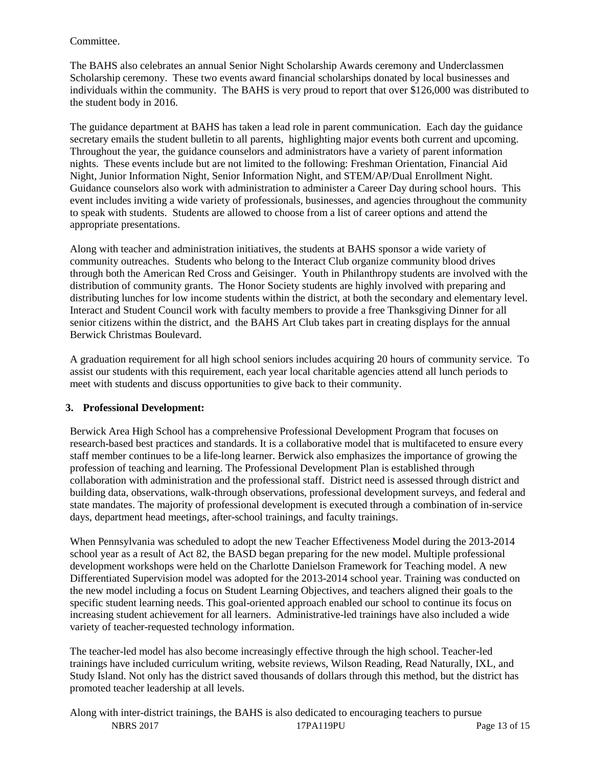Committee.

The BAHS also celebrates an annual Senior Night Scholarship Awards ceremony and Underclassmen Scholarship ceremony. These two events award financial scholarships donated by local businesses and individuals within the community. The BAHS is very proud to report that over $126,000 was distributed to the student body in 2016.

The guidance department at BAHS has taken a lead role in parent communication. Each day the guidance secretary emails the student bulletin to all parents, highlighting major events both current and upcoming. Throughout the year, the guidance counselors and administrators have a variety of parent information nights. These events include but are not limited to the following: Freshman Orientation, Financial Aid Night, Junior Information Night, Senior Information Night, and STEM/AP/Dual Enrollment Night. Guidance counselors also work with administration to administer a Career Day during school hours. This event includes inviting a wide variety of professionals, businesses, and agencies throughout the community to speak with students. Students are allowed to choose from a list of career options and attend the appropriate presentations.

Along with teacher and administration initiatives, the students at BAHS sponsor a wide variety of community outreaches. Students who belong to the Interact Club organize community blood drives through both the American Red Cross and Geisinger. Youth in Philanthropy students are involved with the distribution of community grants. The Honor Society students are highly involved with preparing and distributing lunches for low income students within the district, at both the secondary and elementary level. Interact and Student Council work with faculty members to provide a free Thanksgiving Dinner for all senior citizens within the district, and the BAHS Art Club takes part in creating displays for the annual Berwick Christmas Boulevard.

A graduation requirement for all high school seniors includes acquiring 20 hours of community service. To assist our students with this requirement, each year local charitable agencies attend all lunch periods to meet with students and discuss opportunities to give back to their community.

**3. Professional Development:**

Berwick Area High School has a comprehensive Professional Development Program that focuses on research-based best practices and standards. It is a collaborative model that is multifaceted to ensure every staff member continues to be a life-long learner. Berwick also emphasizes the importance of growing the profession of teaching and learning. The Professional Development Plan is established through collaboration with administration and the professional staff. District need is assessed through district and building data, observations, walk-through observations, professional development surveys, and federal and state mandates. The majority of professional development is executed through a combination of in-service days, department head meetings, after-school trainings, and faculty trainings.

When Pennsylvania was scheduled to adopt the new Teacher Effectiveness Model during the 2013-2014 school year as a result of Act 82, the BASD began preparing for the new model. Multiple professional development workshops were held on the Charlotte Danielson Framework for Teaching model. A new Differentiated Supervision model was adopted for the 2013-2014 school year. Training was conducted on the new model including a focus on Student Learning Objectives, and teachers aligned their goals to the specific student learning needs. This goal-oriented approach enabled our school to continue its focus on increasing student achievement for all learners. Administrative-led trainings have also included a wide variety of teacher-requested technology information.

The teacher-led model has also become increasingly effective through the high school. Teacher-led trainings have included curriculum writing, website reviews, Wilson Reading, Read Naturally, IXL, and Study Island. Not only has the district saved thousands of dollars through this method, but the district has promoted teacher leadership at all levels.

Along with inter-district trainings, the BAHS is also dedicated to encouraging teachers to pursue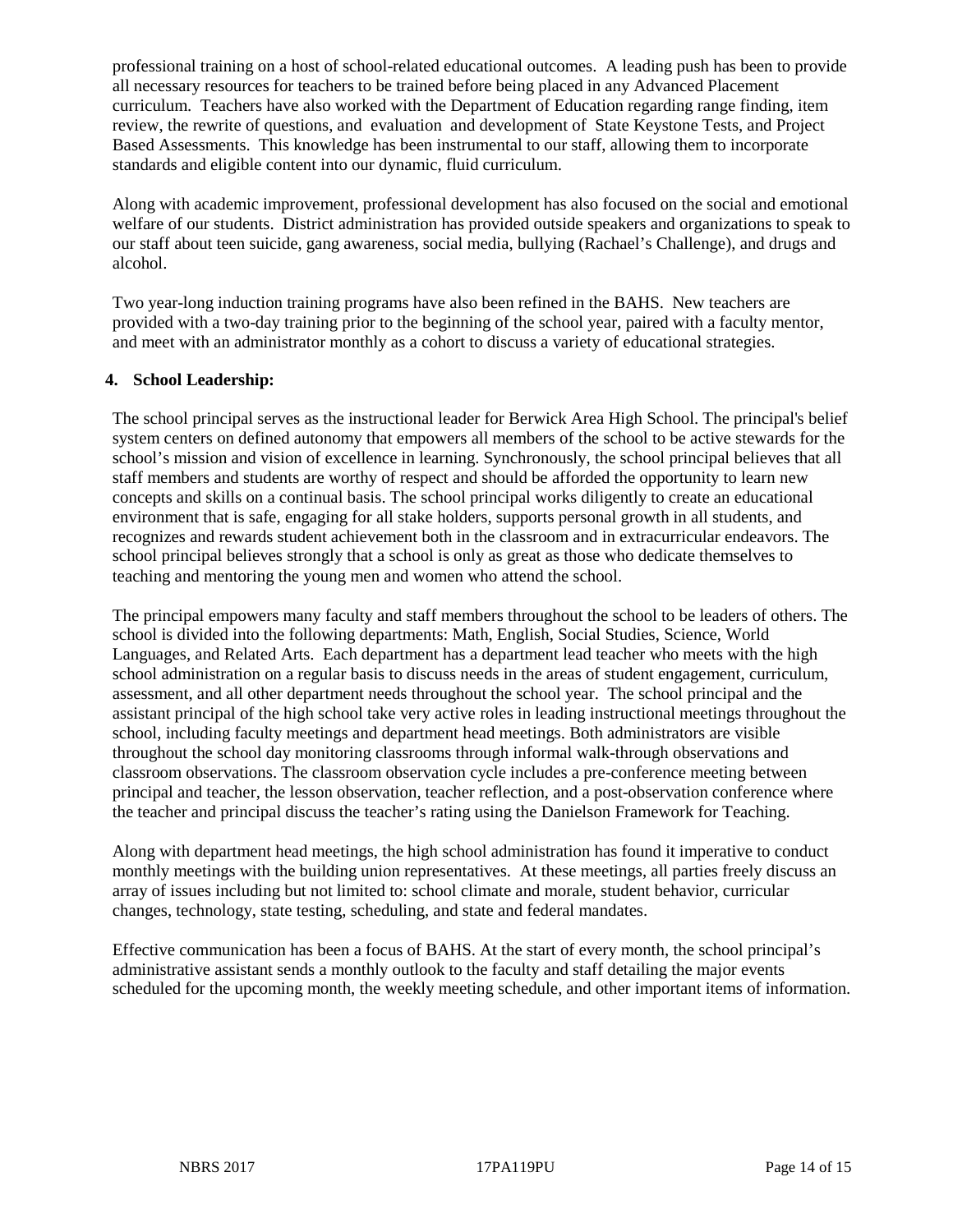professional training on a host of school-related educational outcomes. A leading push has been to provide all necessary resources for teachers to be trained before being placed in any Advanced Placement curriculum. Teachers have also worked with the Department of Education regarding range finding, item review, the rewrite of questions, and evaluation and development of State Keystone Tests, and Project Based Assessments. This knowledge has been instrumental to our staff, allowing them to incorporate standards and eligible content into our dynamic, fluid curriculum.

Along with academic improvement, professional development has also focused on the social and emotional welfare of our students. District administration has provided outside speakers and organizations to speak to our staff about teen suicide, gang awareness, social media, bullying (Rachael's Challenge), and drugs and alcohol.

Two year-long induction training programs have also been refined in the BAHS. New teachers are provided with a two-day training prior to the beginning of the school year, paired with a faculty mentor, and meet with an administrator monthly as a cohort to discuss a variety of educational strategies.

**4. School Leadership:**

The school principal serves as the instructional leader for Berwick Area High School. The principal's belief system centers on defined autonomy that empowers all members of the school to be active stewards for the school's mission and vision of excellence in learning. Synchronously, the school principal believes that all staff members and students are worthy of respect and should be afforded the opportunity to learn new concepts and skills on a continual basis. The school principal works diligently to create an educational environment that is safe, engaging for all stake holders, supports personal growth in all students, and recognizes and rewards student achievement both in the classroom and in extracurricular endeavors. The school principal believes strongly that a school is only as great as those who dedicate themselves to teaching and mentoring the young men and women who attend the school.

The principal empowers many faculty and staff members throughout the school to be leaders of others. The school is divided into the following departments: Math, English, Social Studies, Science, World Languages, and Related Arts. Each department has a department lead teacher who meets with the high school administration on a regular basis to discuss needs in the areas of student engagement, curriculum, assessment, and all other department needs throughout the school year. The school principal and the assistant principal of the high school take very active roles in leading instructional meetings throughout the school, including faculty meetings and department head meetings. Both administrators are visible throughout the school day monitoring classrooms through informal walk-through observations and classroom observations. The classroom observation cycle includes a pre-conference meeting between principal and teacher, the lesson observation, teacher reflection, and a post-observation conference where the teacher and principal discuss the teacher's rating using the Danielson Framework for Teaching.

Along with department head meetings, the high school administration has found it imperative to conduct monthly meetings with the building union representatives. At these meetings, all parties freely discuss an array of issues including but not limited to: school climate and morale, student behavior, curricular changes, technology, state testing, scheduling, and state and federal mandates.

Effective communication has been a focus of BAHS. At the start of every month, the school principal's administrative assistant sends a monthly outlook to the faculty and staff detailing the major events scheduled for the upcoming month, the weekly meeting schedule, and other important items of information.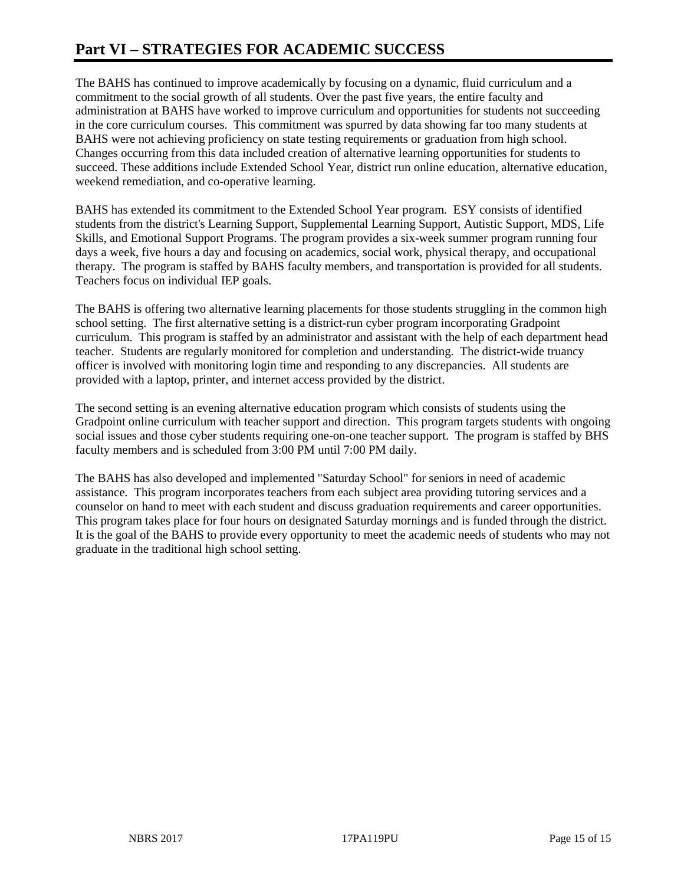# Part VI – STRATEGIES FOR ACADEMIC SUCCESS

The BAHS has continued to improve academically by focusing on a dynamic, fluid curriculum and a commitment to the social growth of all students. Over the past five years, the entire faculty and administration at BAHS have worked to improve curriculum and opportunities for students not succeeding in the core curriculum courses. This commitment was spurred by data showing far too many students at BAHS were not achieving proficiency on state testing requirements or graduation from high school. Changes occurring from this data included creation of alternative learning opportunities for students to succeed. These additions include Extended School Year, district run online education, alternative education, weekend remediation, and co-operative learning.

BAHS has extended its commitment to the Extended School Year program. ESY consists of identified students from the district's Learning Support, Supplemental Learning Support, Autistic Support, MDS, Life Skills, and Emotional Support Programs. The program provides a six-week summer program running four days a week, five hours a day and focusing on academics, social work, physical therapy, and occupational therapy. The program is staffed by BAHS faculty members, and transportation is provided for all students. Teachers focus on individual IEP goals.

The BAHS is offering two alternative learning placements for those students struggling in the common high school setting. The first alternative setting is a district-run cyber program incorporating Gradpoint curriculum. This program is staffed by an administrator and assistant with the help of each department head teacher. Students are regularly monitored for completion and understanding. The district-wide truancy officer is involved with monitoring login time and responding to any discrepancies. All students are provided with a laptop, printer, and internet access provided by the district.

The second setting is an evening alternative education program which consists of students using the Gradpoint online curriculum with teacher support and direction. This program targets students with ongoing social issues and those cyber students requiring one-on-one teacher support. The program is staffed by BHS faculty members and is scheduled from 3:00 PM until 7:00 PM daily.

The BAHS has also developed and implemented "Saturday School" for seniors in need of academic assistance. This program incorporates teachers from each subject area providing tutoring services and a counselor on hand to meet with each student and discuss graduation requirements and career opportunities. This program takes place for four hours on designated Saturday mornings and is funded through the district. It is the goal of the BAHS to provide every opportunity to meet the academic needs of students who may not graduate in the traditional high school setting.